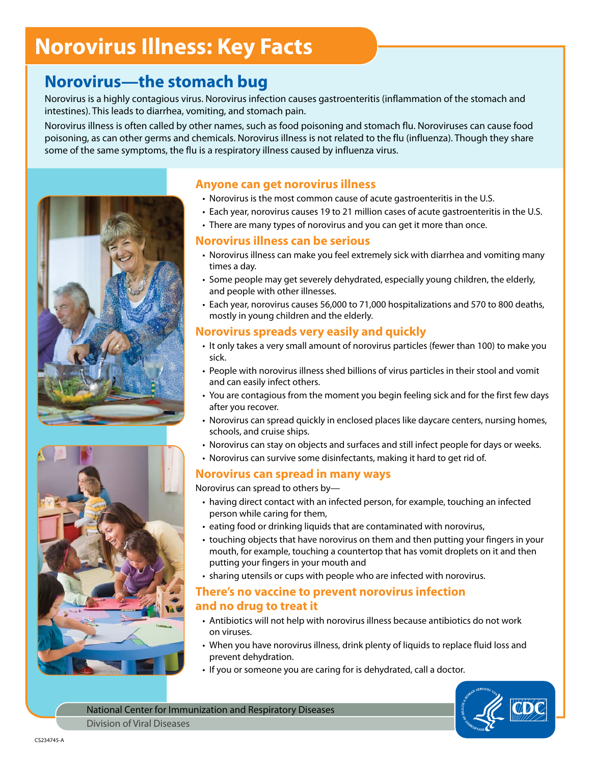# Norovirus Illness: Key Facts

## Norovirus—the stomach bug

Norovirus is a highly contagious virus. Norovirus infection causes gastroenteritis (inflammation of the stomach and intestines). This leads to diarrhea, vomiting, and stomach pain.

Norovirus illness is often called by other names, such as food poisoning and stomach flu. Noroviruses can cause food poisoning, as can other germs and chemicals. Norovirus illness is not related to the flu (influenza). Though they share some of the same symptoms, the flu is a respiratory illness caused by influenza virus.

### Anyone can get norovirus illness

- Norovirus is the most common cause of acute gastroenteritis in the U.S.
- Each year, norovirus causes 19 to 21 million cases of acute gastroenteritis in the U.S.
- There are many types of norovirus and you can get it more than once.

### Norovirus illness can be serious

- Norovirus illness can make you feel extremely sick with diarrhea and vomiting many times a day.
- Some people may get severely dehydrated, especially young children, the elderly, and people with other illnesses.
- Each year, norovirus causes 56,000 to 71,000 hospitalizations and 570 to 800 deaths, mostly in young children and the elderly.

### Norovirus spreads very easily and quickly

- It only takes a very small amount of norovirus particles (fewer than 100) to make you sick.
- People with norovirus illness shed billions of virus particles in their stool and vomit and can easily infect others.
- You are contagious from the moment you begin feeling sick and for the first few days after you recover.
- Norovirus can spread quickly in enclosed places like daycare centers, nursing homes, schools, and cruise ships.
- Norovirus can stay on objects and surfaces and still infect people for days or weeks.
- Norovirus can survive some disinfectants, making it hard to get rid of.

### Norovirus can spread in many ways

Norovirus can spread to others by—

- having direct contact with an infected person, for example, touching an infected person while caring for them,
- eating food or drinking liquids that are contaminated with norovirus,
- touching objects that have norovirus on them and then putting your fingers in your mouth, for example, touching a countertop that has vomit droplets on it and then putting your fingers in your mouth and
- sharing utensils or cups with people who are infected with norovirus.

### There's no vaccine to prevent norovirus infection and no drug to treat it

- Antibiotics will not help with norovirus illness because antibiotics do not work on viruses.
- When you have norovirus illness, drink plenty of liquids to replace fluid loss and prevent dehydration.
- If you or someone you are caring for is dehydrated, call a doctor.

National Center for Immunization and Respiratory Diseases
Division of Viral Diseases

CS234745-A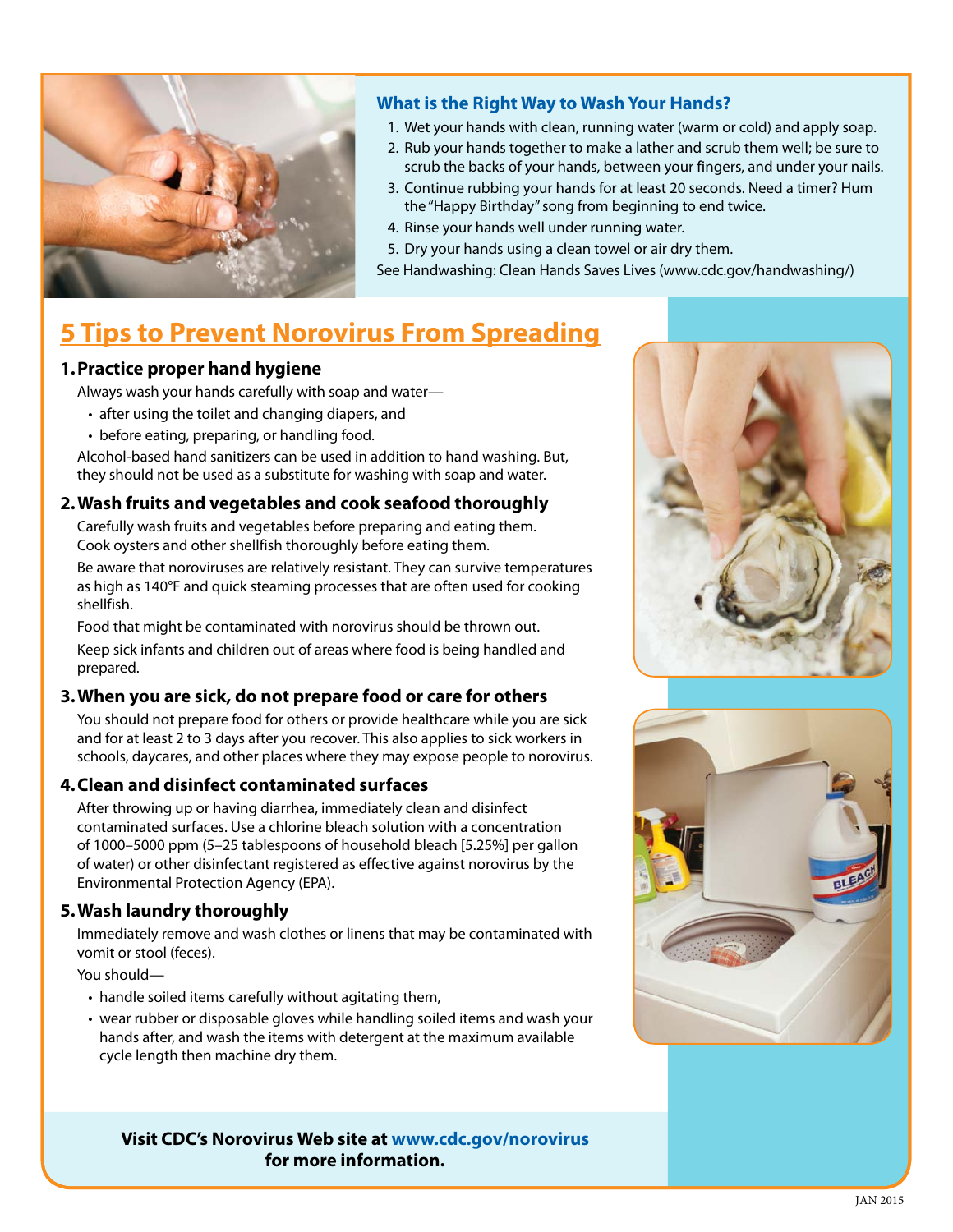## What is the Right Way to Wash Your Hands?

1. Wet your hands with clean, running water (warm or cold) and apply soap.
2. Rub your hands together to make a lather and scrub them well; be sure to scrub the backs of your hands, between your fingers, and under your nails.
3. Continue rubbing your hands for at least 20 seconds. Need a timer? Hum the "Happy Birthday" song from beginning to end twice.
4. Rinse your hands well under running water.
5. Dry your hands using a clean towel or air dry them.

See Handwashing: Clean Hands Saves Lives (www.cdc.gov/handwashing/)

# 5 Tips to Prevent Norovirus From Spreading

### 1. Practice proper hand hygiene

Always wash your hands carefully with soap and water—

- after using the toilet and changing diapers, and
- before eating, preparing, or handling food.

Alcohol-based hand sanitizers can be used in addition to hand washing. But, they should not be used as a substitute for washing with soap and water.

### 2. Wash fruits and vegetables and cook seafood thoroughly

Carefully wash fruits and vegetables before preparing and eating them. Cook oysters and other shellfish thoroughly before eating them.

Be aware that noroviruses are relatively resistant. They can survive temperatures as high as 140°F and quick steaming processes that are often used for cooking shellfish.

Food that might be contaminated with norovirus should be thrown out.

Keep sick infants and children out of areas where food is being handled and prepared.

### 3. When you are sick, do not prepare food or care for others

You should not prepare food for others or provide healthcare while you are sick and for at least 2 to 3 days after you recover. This also applies to sick workers in schools, daycares, and other places where they may expose people to norovirus.

### 4. Clean and disinfect contaminated surfaces

After throwing up or having diarrhea, immediately clean and disinfect contaminated surfaces. Use a chlorine bleach solution with a concentration of 1000–5000 ppm (5–25 tablespoons of household bleach [5.25%] per gallon of water) or other disinfectant registered as effective against norovirus by the Environmental Protection Agency (EPA).

### 5. Wash laundry thoroughly

Immediately remove and wash clothes or linens that may be contaminated with vomit or stool (feces).

You should—

- handle soiled items carefully without agitating them,
- wear rubber or disposable gloves while handling soiled items and wash your hands after, and wash the items with detergent at the maximum available cycle length then machine dry them.

**Visit CDC's Norovirus Web site at www.cdc.gov/norovirus for more information.**

JAN 2015